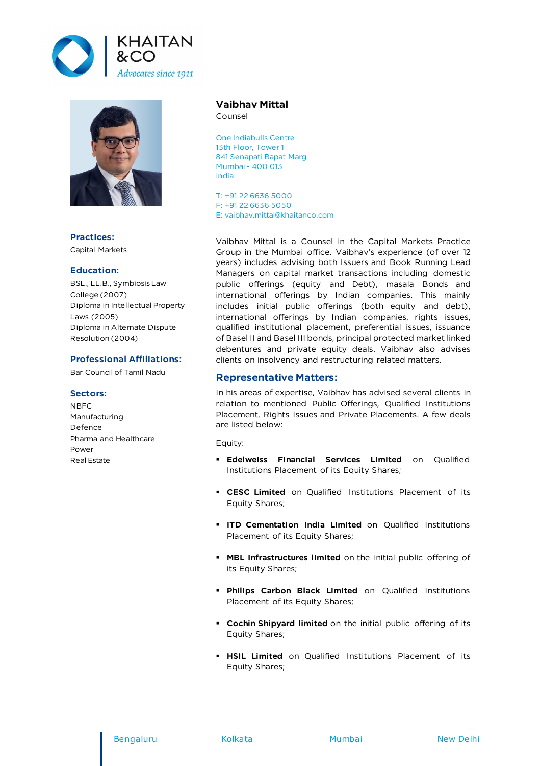KHAITAN & CO

*Advocates since 1911*

# Vaibhav Mittal

Counsel

One Indiabulls Centre
13th Floor, Tower 1
841 Senapati Bapat Marg
Mumbai - 400 013
India

T: +91 22 6636 5000
F: +91 22 6636 5050
E: vaibhav.mittal@khaitanco.com

## Practices:

Capital Markets

## Education:

BSL., LL.B., Symbiosis Law College (2007)
Diploma in Intellectual Property Laws (2005)
Diploma in Alternate Dispute Resolution (2004)

## Professional Affiliations:

Bar Council of Tamil Nadu

## Sectors:

NBFC
Manufacturing
Defence
Pharma and Healthcare
Power
Real Estate

Vaibhav Mittal is a Counsel in the Capital Markets Practice Group in the Mumbai office. Vaibhav's experience (of over 12 years) includes advising both Issuers and Book Running Lead Managers on capital market transactions including domestic public offerings (equity and Debt), masala Bonds and international offerings by Indian companies. This mainly includes initial public offerings (both equity and debt), international offerings by Indian companies, rights issues, qualified institutional placement, preferential issues, issuance of Basel II and Basel III bonds, principal protected market linked debentures and private equity deals. Vaibhav also advises clients on insolvency and restructuring related matters.

## Representative Matters:

In his areas of expertise, Vaibhav has advised several clients in relation to mentioned Public Offerings, Qualified Institutions Placement, Rights Issues and Private Placements. A few deals are listed below:

Equity:

- **Edelweiss Financial Services Limited** on Qualified Institutions Placement of its Equity Shares;
- **CESC Limited** on Qualified Institutions Placement of its Equity Shares;
- **ITD Cementation India Limited** on Qualified Institutions Placement of its Equity Shares;
- **MBL Infrastructures limited** on the initial public offering of its Equity Shares;
- **Philips Carbon Black Limited** on Qualified Institutions Placement of its Equity Shares;
- **Cochin Shipyard limited** on the initial public offering of its Equity Shares;
- **HSIL Limited** on Qualified Institutions Placement of its Equity Shares;

Bengaluru | Kolkata | Mumbai | New Delhi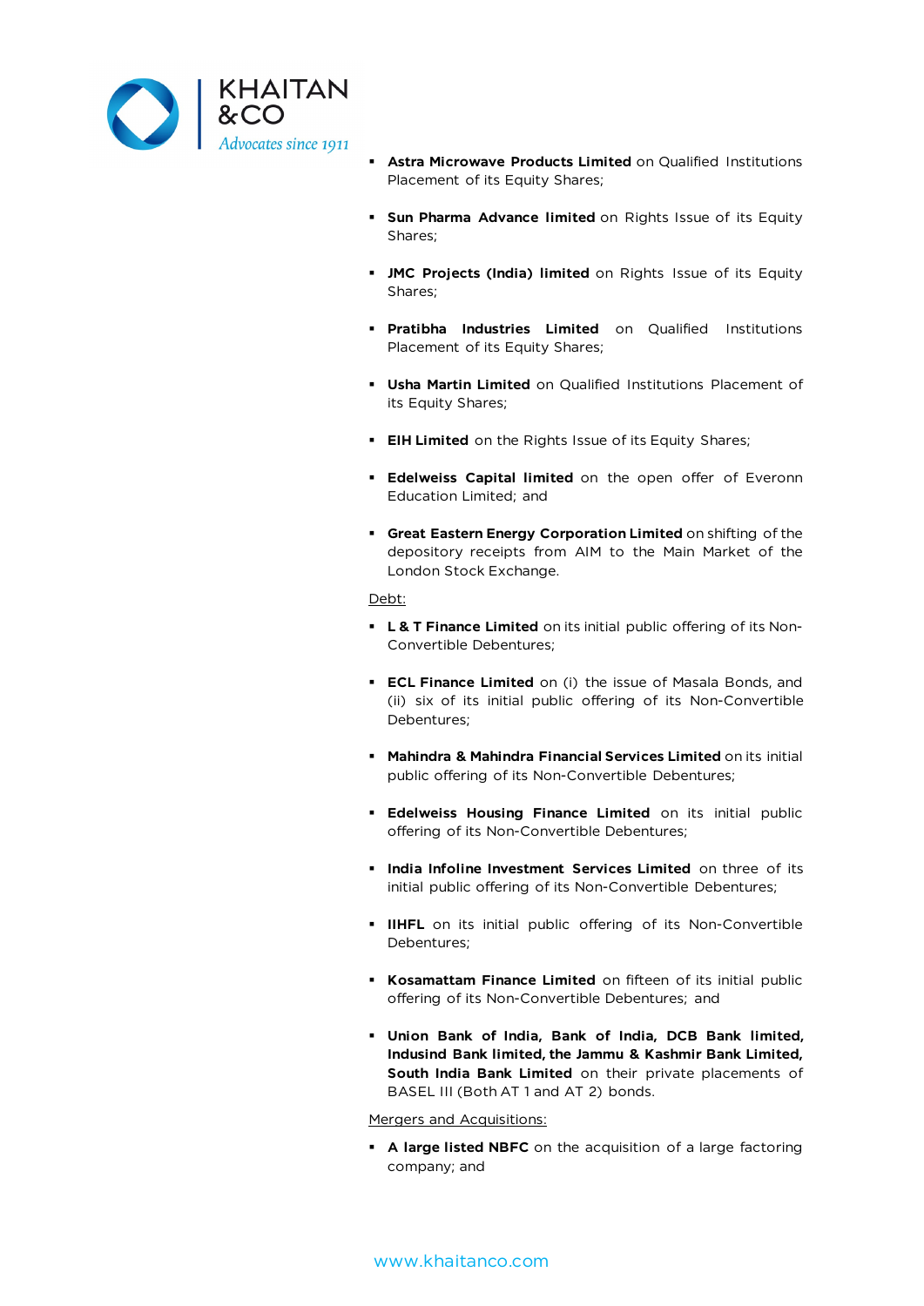- **Astra Microwave Products Limited** on Qualified Institutions Placement of its Equity Shares;
- **Sun Pharma Advance limited** on Rights Issue of its Equity Shares;
- **JMC Projects (India) limited** on Rights Issue of its Equity Shares;
- **Pratibha Industries Limited** on Qualified Institutions Placement of its Equity Shares;
- **Usha Martin Limited** on Qualified Institutions Placement of its Equity Shares;
- **EIH Limited** on the Rights Issue of its Equity Shares;
- **Edelweiss Capital limited** on the open offer of Everonn Education Limited; and
- **Great Eastern Energy Corporation Limited** on shifting of the depository receipts from AIM to the Main Market of the London Stock Exchange.

Debt:

- **L & T Finance Limited** on its initial public offering of its Non-Convertible Debentures;
- **ECL Finance Limited** on (i) the issue of Masala Bonds, and (ii) six of its initial public offering of its Non-Convertible Debentures;
- **Mahindra & Mahindra Financial Services Limited** on its initial public offering of its Non-Convertible Debentures;
- **Edelweiss Housing Finance Limited** on its initial public offering of its Non-Convertible Debentures;
- **India Infoline Investment Services Limited** on three of its initial public offering of its Non-Convertible Debentures;
- **IIHFL** on its initial public offering of its Non-Convertible Debentures;
- **Kosamattam Finance Limited** on fifteen of its initial public offering of its Non-Convertible Debentures; and
- **Union Bank of India, Bank of India, DCB Bank limited, Indusind Bank limited, the Jammu & Kashmir Bank Limited, South India Bank Limited** on their private placements of BASEL III (Both AT 1 and AT 2) bonds.

Mergers and Acquisitions:

- **A large listed NBFC** on the acquisition of a large factoring company; and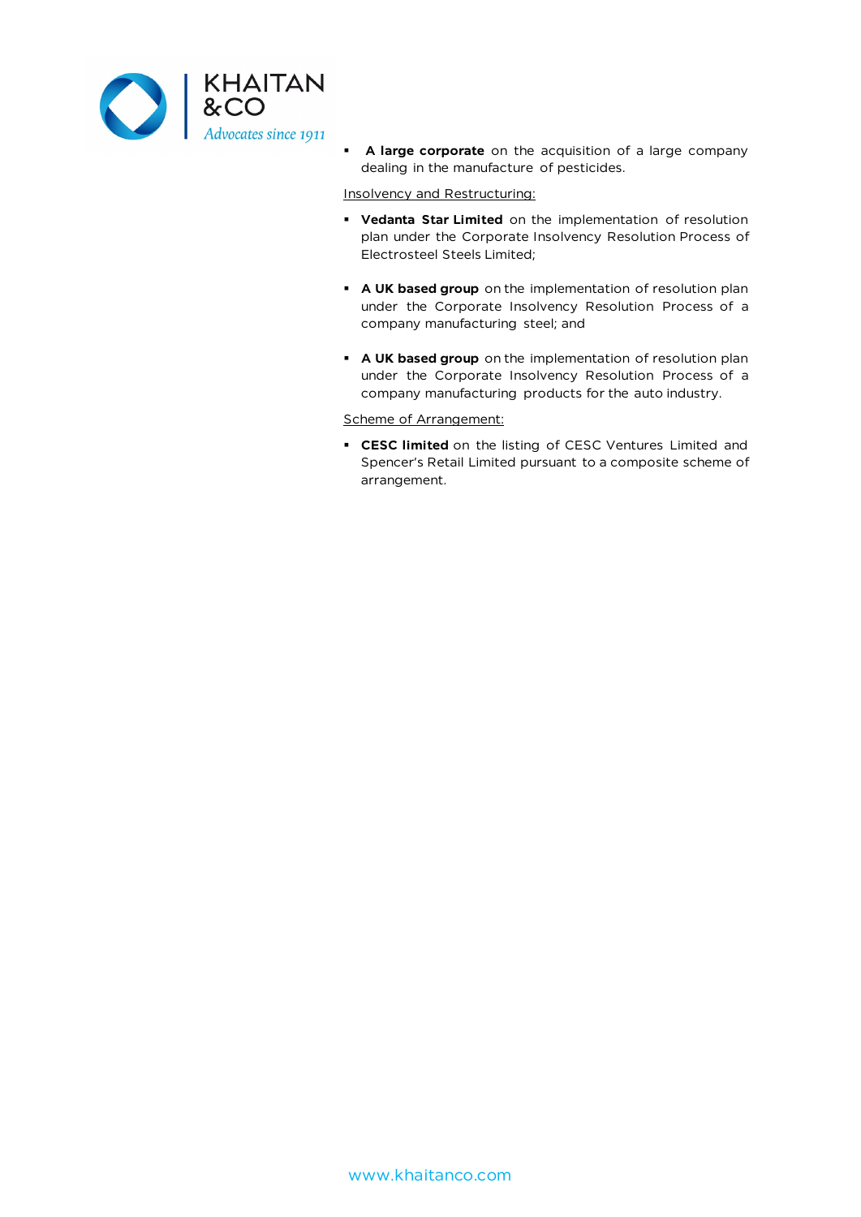- **A large corporate** on the acquisition of a large company dealing in the manufacture of pesticides.

Insolvency and Restructuring:

- **Vedanta Star Limited** on the implementation of resolution plan under the Corporate Insolvency Resolution Process of Electrosteel Steels Limited;
- **A UK based group** on the implementation of resolution plan under the Corporate Insolvency Resolution Process of a company manufacturing steel; and
- **A UK based group** on the implementation of resolution plan under the Corporate Insolvency Resolution Process of a company manufacturing products for the auto industry.

Scheme of Arrangement:

- **CESC limited** on the listing of CESC Ventures Limited and Spencer's Retail Limited pursuant to a composite scheme of arrangement.